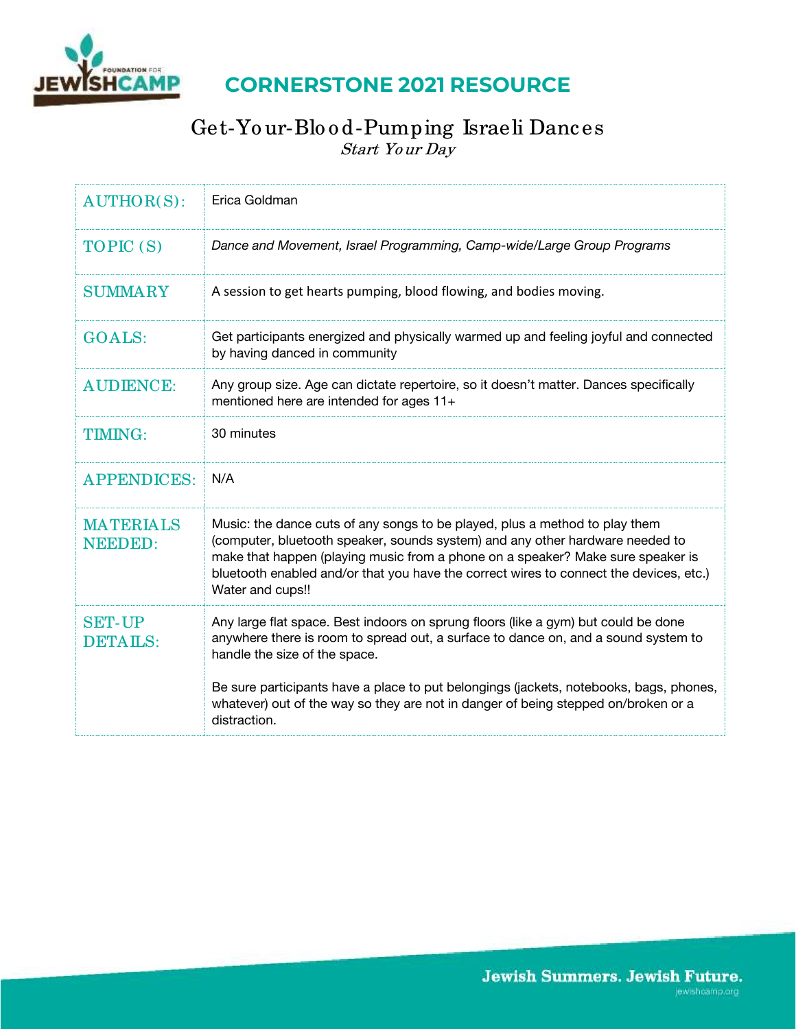# CORNERSTONE 2021 RESOURCE

## Get-Your-Blood-Pumping Israeli Dances

*Start Your Day*

| | |
|---|---|
| AUTHOR(S): | Erica Goldman |
| TOPIC (S) | *Dance and Movement, Israel Programming, Camp-wide/Large Group Programs* |
| SUMMARY | A session to get hearts pumping, blood flowing, and bodies moving. |
| GOALS: | Get participants energized and physically warmed up and feeling joyful and connected by having danced in community |
| AUDIENCE: | Any group size. Age can dictate repertoire, so it doesn't matter. Dances specifically mentioned here are intended for ages 11+ |
| TIMING: | 30 minutes |
| APPENDICES: | N/A |
| MATERIALS NEEDED: | Music: the dance cuts of any songs to be played, plus a method to play them (computer, bluetooth speaker, sounds system) and any other hardware needed to make that happen (playing music from a phone on a speaker? Make sure speaker is bluetooth enabled and/or that you have the correct wires to connect the devices, etc.) Water and cups!! |
| SET-UP DETAILS: | Any large flat space. Best indoors on sprung floors (like a gym) but could be done anywhere there is room to spread out, a surface to dance on, and a sound system to handle the size of the space.<br><br>Be sure participants have a place to put belongings (jackets, notebooks, bags, phones, whatever) out of the way so they are not in danger of being stepped on/broken or a distraction. |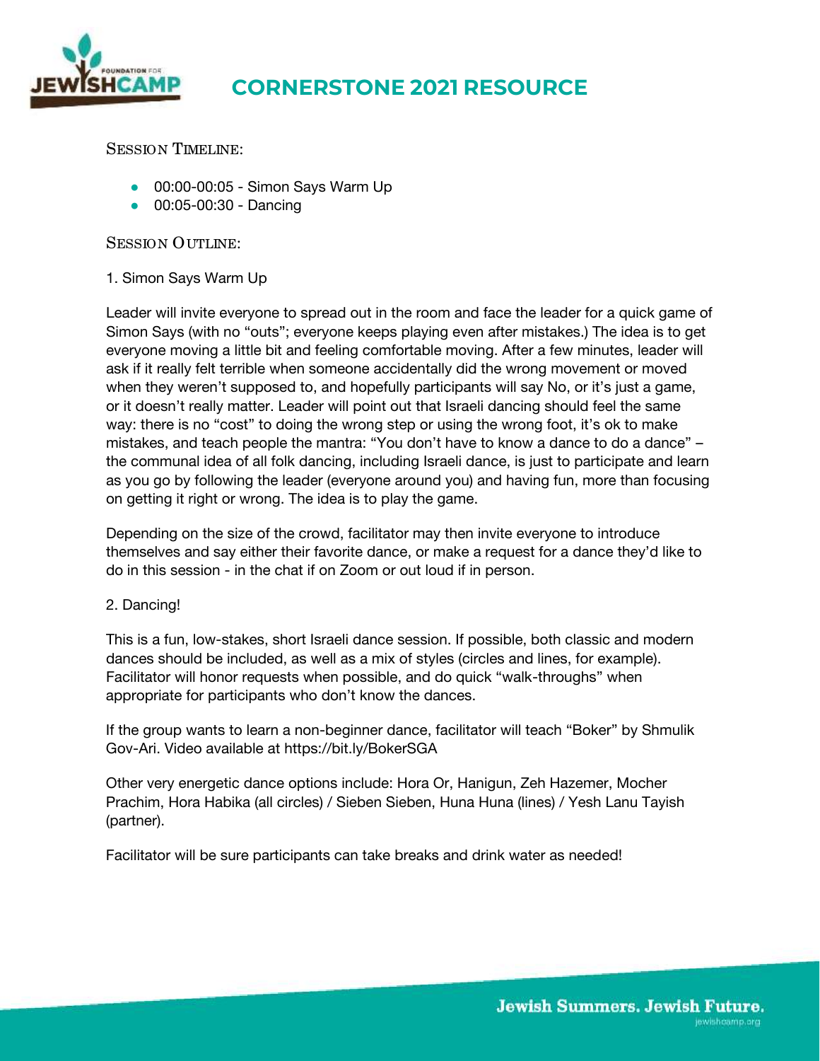Session Timeline:

- 00:00-00:05 - Simon Says Warm Up
- 00:05-00:30 - Dancing

Session Outline:

1. Simon Says Warm Up

Leader will invite everyone to spread out in the room and face the leader for a quick game of Simon Says (with no "outs"; everyone keeps playing even after mistakes.) The idea is to get everyone moving a little bit and feeling comfortable moving. After a few minutes, leader will ask if it really felt terrible when someone accidentally did the wrong movement or moved when they weren't supposed to, and hopefully participants will say No, or it's just a game, or it doesn't really matter. Leader will point out that Israeli dancing should feel the same way: there is no "cost" to doing the wrong step or using the wrong foot, it's ok to make mistakes, and teach people the mantra: "You don't have to know a dance to do a dance" – the communal idea of all folk dancing, including Israeli dance, is just to participate and learn as you go by following the leader (everyone around you) and having fun, more than focusing on getting it right or wrong. The idea is to play the game.

Depending on the size of the crowd, facilitator may then invite everyone to introduce themselves and say either their favorite dance, or make a request for a dance they'd like to do in this session - in the chat if on Zoom or out loud if in person.

2. Dancing!

This is a fun, low-stakes, short Israeli dance session. If possible, both classic and modern dances should be included, as well as a mix of styles (circles and lines, for example). Facilitator will honor requests when possible, and do quick "walk-throughs" when appropriate for participants who don't know the dances.

If the group wants to learn a non-beginner dance, facilitator will teach "Boker" by Shmulik Gov-Ari. Video available at https://bit.ly/BokerSGA

Other very energetic dance options include: Hora Or, Hanigun, Zeh Hazemer, Mocher Prachim, Hora Habika (all circles) / Sieben Sieben, Huna Huna (lines) / Yesh Lanu Tayish (partner).

Facilitator will be sure participants can take breaks and drink water as needed!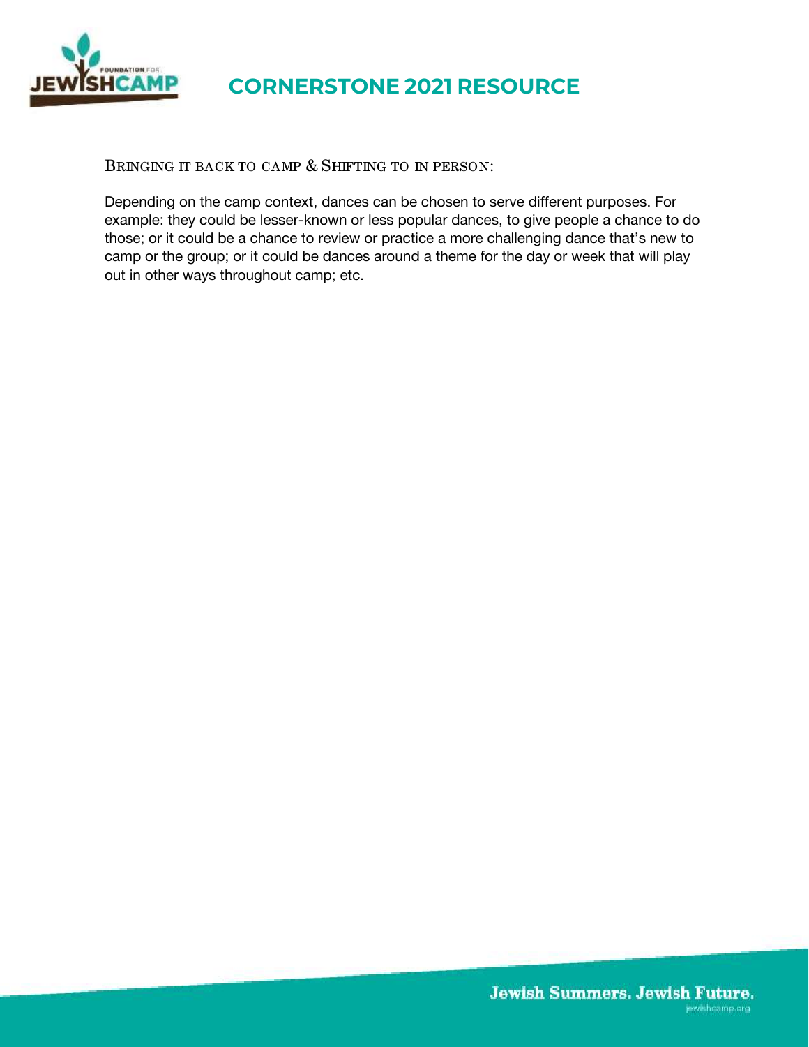Bringing it back to camp & Shifting to in person:

Depending on the camp context, dances can be chosen to serve different purposes. For example: they could be lesser-known or less popular dances, to give people a chance to do those; or it could be a chance to review or practice a more challenging dance that's new to camp or the group; or it could be dances around a theme for the day or week that will play out in other ways throughout camp; etc.